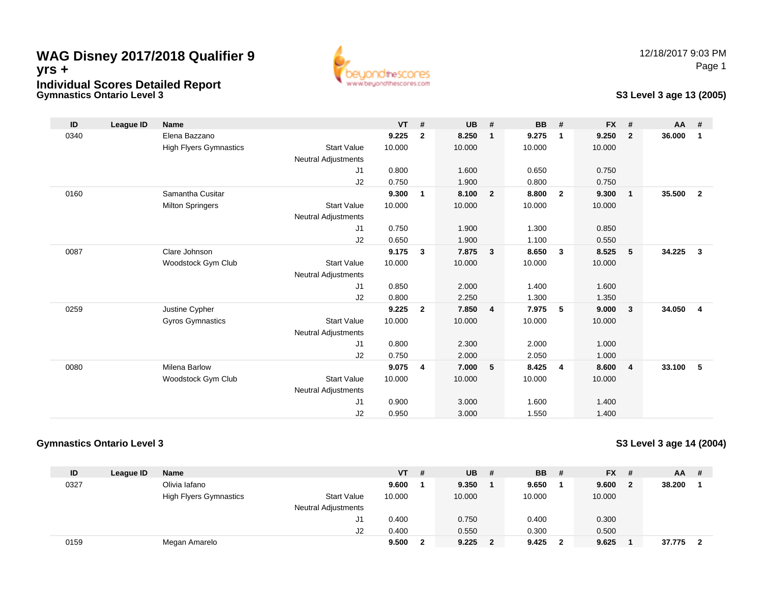# WAG Disney 2017/2018 Qualifier 9 yrs +

## Individual Scores Detailed Report

### Gymnastics Ontario Level 3

12/18/2017 9:03 PM

**S3 Level 3 age 13 (2005)**

| ID | League ID | Name | | VT | # | UB | # | BB | # | FX | # | AA | # |
|---|---|---|---|---|---|---|---|---|---|---|---|---|---|
| 0340 | | Elena Bazzano | | **9.225** | **2** | **8.250** | **1** | **9.275** | **1** | **9.250** | **2** | **36.000** | **1** |
| | | High Flyers Gymnastics | Start Value | 10.000 | | 10.000 | | 10.000 | | 10.000 | | | |
| | | | Neutral Adjustments | | | | | | | | | | |
| | | | J1 | 0.800 | | 1.600 | | 0.650 | | 0.750 | | | |
| | | | J2 | 0.750 | | 1.900 | | 0.800 | | 0.750 | | | |
| 0160 | | Samantha Cusitar | | **9.300** | **1** | **8.100** | **2** | **8.800** | **2** | **9.300** | **1** | **35.500** | **2** |
| | | Milton Springers | Start Value | 10.000 | | 10.000 | | 10.000 | | 10.000 | | | |
| | | | Neutral Adjustments | | | | | | | | | | |
| | | | J1 | 0.750 | | 1.900 | | 1.300 | | 0.850 | | | |
| | | | J2 | 0.650 | | 1.900 | | 1.100 | | 0.550 | | | |
| 0087 | | Clare Johnson | | **9.175** | **3** | **7.875** | **3** | **8.650** | **3** | **8.525** | **5** | **34.225** | **3** |
| | | Woodstock Gym Club | Start Value | 10.000 | | 10.000 | | 10.000 | | 10.000 | | | |
| | | | Neutral Adjustments | | | | | | | | | | |
| | | | J1 | 0.850 | | 2.000 | | 1.400 | | 1.600 | | | |
| | | | J2 | 0.800 | | 2.250 | | 1.300 | | 1.350 | | | |
| 0259 | | Justine Cypher | | **9.225** | **2** | **7.850** | **4** | **7.975** | **5** | **9.000** | **3** | **34.050** | **4** |
| | | Gyros Gymnastics | Start Value | 10.000 | | 10.000 | | 10.000 | | 10.000 | | | |
| | | | Neutral Adjustments | | | | | | | | | | |
| | | | J1 | 0.800 | | 2.300 | | 2.000 | | 1.000 | | | |
| | | | J2 | 0.750 | | 2.000 | | 2.050 | | 1.000 | | | |
| 0080 | | Milena Barlow | | **9.075** | **4** | **7.000** | **5** | **8.425** | **4** | **8.600** | **4** | **33.100** | **5** |
| | | Woodstock Gym Club | Start Value | 10.000 | | 10.000 | | 10.000 | | 10.000 | | | |
| | | | Neutral Adjustments | | | | | | | | | | |
| | | | J1 | 0.900 | | 3.000 | | 1.600 | | 1.400 | | | |
| | | | J2 | 0.950 | | 3.000 | | 1.550 | | 1.400 | | | |

### Gymnastics Ontario Level 3

**S3 Level 3 age 14 (2004)**

| ID | League ID | Name | | VT | # | UB | # | BB | # | FX | # | AA | # |
|---|---|---|---|---|---|---|---|---|---|---|---|---|---|
| 0327 | | Olivia Iafano | | **9.600** | **1** | **9.350** | **1** | **9.650** | **1** | **9.600** | **2** | **38.200** | **1** |
| | | High Flyers Gymnastics | Start Value | 10.000 | | 10.000 | | 10.000 | | 10.000 | | | |
| | | | Neutral Adjustments | | | | | | | | | | |
| | | | J1 | 0.400 | | 0.750 | | 0.400 | | 0.300 | | | |
| | | | J2 | 0.400 | | 0.550 | | 0.300 | | 0.500 | | | |
| 0159 | | Megan Amarelo | | **9.500** | **2** | **9.225** | **2** | **9.425** | **2** | **9.625** | **1** | **37.775** | **2** |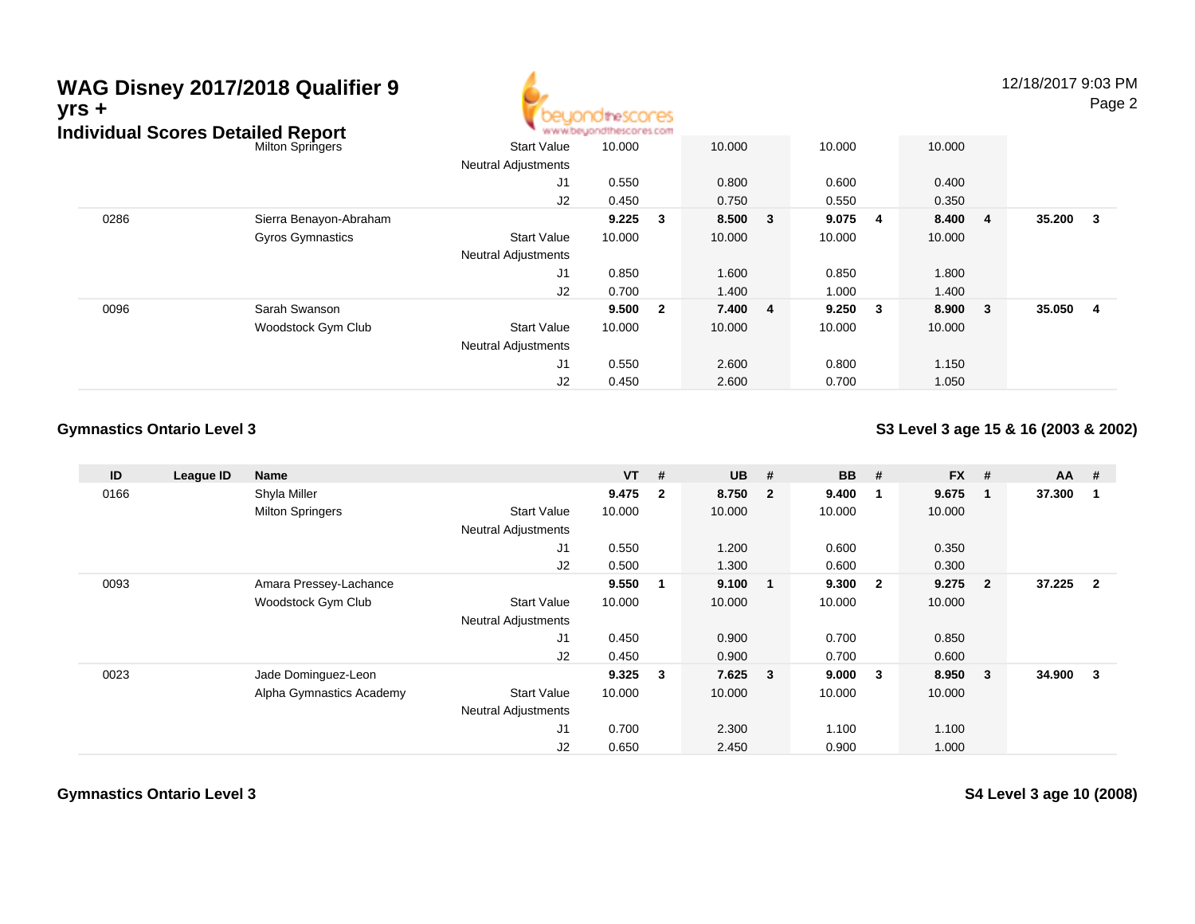# WAG Disney 2017/2018 Qualifier 9 yrs +

## Individual Scores Detailed Report

| ID | League ID | Name | | VT | # | UB | # | BB | # | FX | # | AA | # |
|---|---|---|---|---|---|---|---|---|---|---|---|---|---|
| | | Milton Springers | Start Value | 10.000 | | 10.000 | | 10.000 | | 10.000 | | | |
| | | | Neutral Adjustments | | | | | | | | | | |
| | | | J1 | 0.550 | | 0.800 | | 0.600 | | 0.400 | | | |
| | | | J2 | 0.450 | | 0.750 | | 0.550 | | 0.350 | | | |
| 0286 | | Sierra Benayon-Abraham | | **9.225** | **3** | **8.500** | **3** | **9.075** | **4** | **8.400** | **4** | **35.200** | **3** |
| | | Gyros Gymnastics | Start Value | 10.000 | | 10.000 | | 10.000 | | 10.000 | | | |
| | | | Neutral Adjustments | | | | | | | | | | |
| | | | J1 | 0.850 | | 1.600 | | 0.850 | | 1.800 | | | |
| | | | J2 | 0.700 | | 1.400 | | 1.000 | | 1.400 | | | |
| 0096 | | Sarah Swanson | | **9.500** | **2** | **7.400** | **4** | **9.250** | **3** | **8.900** | **3** | **35.050** | **4** |
| | | Woodstock Gym Club | Start Value | 10.000 | | 10.000 | | 10.000 | | 10.000 | | | |
| | | | Neutral Adjustments | | | | | | | | | | |
| | | | J1 | 0.550 | | 2.600 | | 0.800 | | 1.150 | | | |
| | | | J2 | 0.450 | | 2.600 | | 0.700 | | 1.050 | | | |

### Gymnastics Ontario Level 3

### S3 Level 3 age 15 & 16 (2003 & 2002)

| ID | League ID | Name | | VT | # | UB | # | BB | # | FX | # | AA | # |
|---|---|---|---|---|---|---|---|---|---|---|---|---|---|
| 0166 | | Shyla Miller | | **9.475** | **2** | **8.750** | **2** | **9.400** | **1** | **9.675** | **1** | **37.300** | **1** |
| | | Milton Springers | Start Value | 10.000 | | 10.000 | | 10.000 | | 10.000 | | | |
| | | | Neutral Adjustments | | | | | | | | | | |
| | | | J1 | 0.550 | | 1.200 | | 0.600 | | 0.350 | | | |
| | | | J2 | 0.500 | | 1.300 | | 0.600 | | 0.300 | | | |
| 0093 | | Amara Pressey-Lachance | | **9.550** | **1** | **9.100** | **1** | **9.300** | **2** | **9.275** | **2** | **37.225** | **2** |
| | | Woodstock Gym Club | Start Value | 10.000 | | 10.000 | | 10.000 | | 10.000 | | | |
| | | | Neutral Adjustments | | | | | | | | | | |
| | | | J1 | 0.450 | | 0.900 | | 0.700 | | 0.850 | | | |
| | | | J2 | 0.450 | | 0.900 | | 0.700 | | 0.600 | | | |
| 0023 | | Jade Dominguez-Leon | | **9.325** | **3** | **7.625** | **3** | **9.000** | **3** | **8.950** | **3** | **34.900** | **3** |
| | | Alpha Gymnastics Academy | Start Value | 10.000 | | 10.000 | | 10.000 | | 10.000 | | | |
| | | | Neutral Adjustments | | | | | | | | | | |
| | | | J1 | 0.700 | | 2.300 | | 1.100 | | 1.100 | | | |
| | | | J2 | 0.650 | | 2.450 | | 0.900 | | 1.000 | | | |

### Gymnastics Ontario Level 3

### S4 Level 3 age 10 (2008)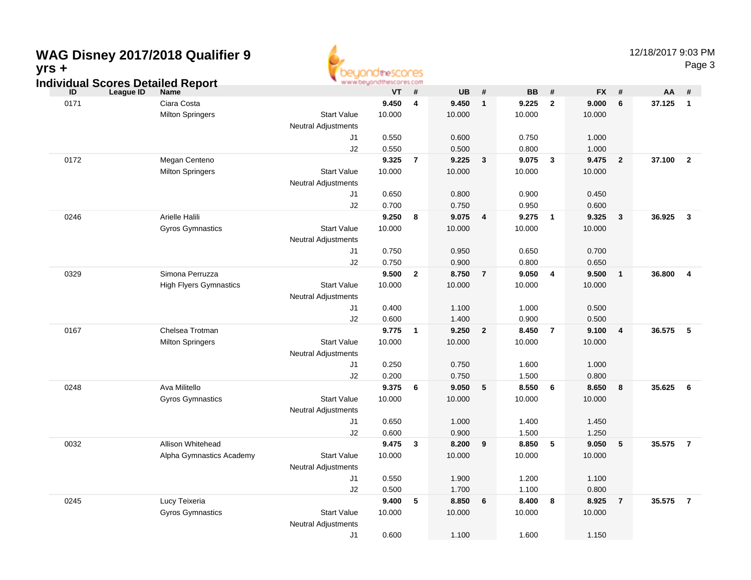# WAG Disney 2017/2018 Qualifier 9 yrs +

## Individual Scores Detailed Report

12/18/2017 9:03 PM

| ID | League ID | Name | | VT | # | UB | # | BB | # | FX | # | AA | # |
|---|---|---|---|---|---|---|---|---|---|---|---|---|---|
| 0171 | | Ciara Costa | | **9.450** | **4** | **9.450** | **1** | **9.225** | **2** | **9.000** | **6** | **37.125** | **1** |
| | | Milton Springers | Start Value | 10.000 | | 10.000 | | 10.000 | | 10.000 | | | |
| | | | Neutral Adjustments | | | | | | | | | | |
| | | | J1 | 0.550 | | 0.600 | | 0.750 | | 1.000 | | | |
| | | | J2 | 0.550 | | 0.500 | | 0.800 | | 1.000 | | | |
| 0172 | | Megan Centeno | | **9.325** | **7** | **9.225** | **3** | **9.075** | **3** | **9.475** | **2** | **37.100** | **2** |
| | | Milton Springers | Start Value | 10.000 | | 10.000 | | 10.000 | | 10.000 | | | |
| | | | Neutral Adjustments | | | | | | | | | | |
| | | | J1 | 0.650 | | 0.800 | | 0.900 | | 0.450 | | | |
| | | | J2 | 0.700 | | 0.750 | | 0.950 | | 0.600 | | | |
| 0246 | | Arielle Halili | | **9.250** | **8** | **9.075** | **4** | **9.275** | **1** | **9.325** | **3** | **36.925** | **3** |
| | | Gyros Gymnastics | Start Value | 10.000 | | 10.000 | | 10.000 | | 10.000 | | | |
| | | | Neutral Adjustments | | | | | | | | | | |
| | | | J1 | 0.750 | | 0.950 | | 0.650 | | 0.700 | | | |
| | | | J2 | 0.750 | | 0.900 | | 0.800 | | 0.650 | | | |
| 0329 | | Simona Perruzza | | **9.500** | **2** | **8.750** | **7** | **9.050** | **4** | **9.500** | **1** | **36.800** | **4** |
| | | High Flyers Gymnastics | Start Value | 10.000 | | 10.000 | | 10.000 | | 10.000 | | | |
| | | | Neutral Adjustments | | | | | | | | | | |
| | | | J1 | 0.400 | | 1.100 | | 1.000 | | 0.500 | | | |
| | | | J2 | 0.600 | | 1.400 | | 0.900 | | 0.500 | | | |
| 0167 | | Chelsea Trotman | | **9.775** | **1** | **9.250** | **2** | **8.450** | **7** | **9.100** | **4** | **36.575** | **5** |
| | | Milton Springers | Start Value | 10.000 | | 10.000 | | 10.000 | | 10.000 | | | |
| | | | Neutral Adjustments | | | | | | | | | | |
| | | | J1 | 0.250 | | 0.750 | | 1.600 | | 1.000 | | | |
| | | | J2 | 0.200 | | 0.750 | | 1.500 | | 0.800 | | | |
| 0248 | | Ava Militello | | **9.375** | **6** | **9.050** | **5** | **8.550** | **6** | **8.650** | **8** | **35.625** | **6** |
| | | Gyros Gymnastics | Start Value | 10.000 | | 10.000 | | 10.000 | | 10.000 | | | |
| | | | Neutral Adjustments | | | | | | | | | | |
| | | | J1 | 0.650 | | 1.000 | | 1.400 | | 1.450 | | | |
| | | | J2 | 0.600 | | 0.900 | | 1.500 | | 1.250 | | | |
| 0032 | | Allison Whitehead | | **9.475** | **3** | **8.200** | **9** | **8.850** | **5** | **9.050** | **5** | **35.575** | **7** |
| | | Alpha Gymnastics Academy | Start Value | 10.000 | | 10.000 | | 10.000 | | 10.000 | | | |
| | | | Neutral Adjustments | | | | | | | | | | |
| | | | J1 | 0.550 | | 1.900 | | 1.200 | | 1.100 | | | |
| | | | J2 | 0.500 | | 1.700 | | 1.100 | | 0.800 | | | |
| 0245 | | Lucy Teixeria | | **9.400** | **5** | **8.850** | **6** | **8.400** | **8** | **8.925** | **7** | **35.575** | **7** |
| | | Gyros Gymnastics | Start Value | 10.000 | | 10.000 | | 10.000 | | 10.000 | | | |
| | | | Neutral Adjustments | | | | | | | | | | |
| | | | J1 | 0.600 | | 1.100 | | 1.600 | | 1.150 | | | |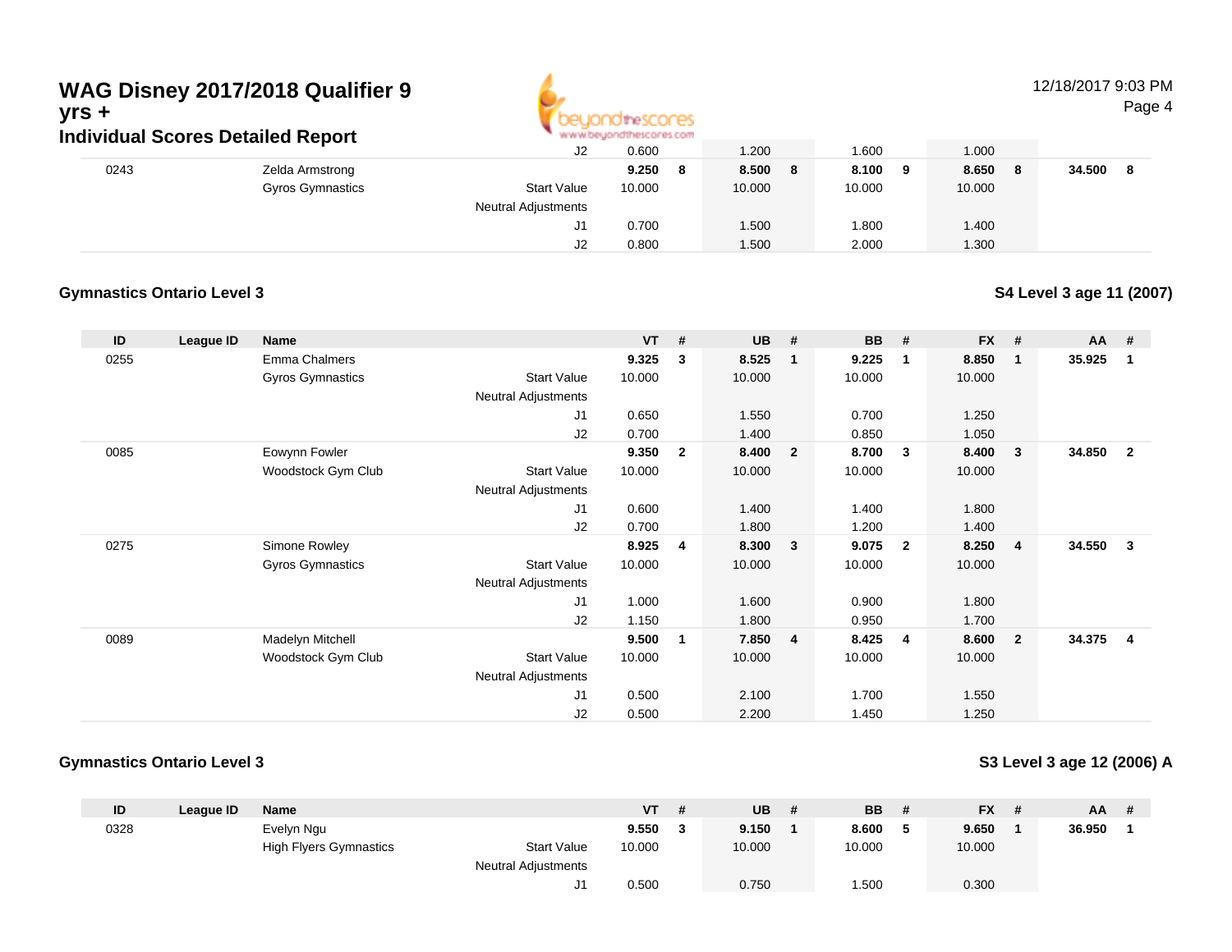# WAG Disney 2017/2018 Qualifier 9 yrs +

## Individual Scores Detailed Report

12/18/2017 9:03 PM

| ID | League ID | Name | | VT | # | UB | # | BB | # | FX | # | AA | # |
|---|---|---|---|---|---|---|---|---|---|---|---|---|---|
| | | | J2 | 0.600 | | 1.200 | | 1.600 | | 1.000 | | | |
| 0243 | | Zelda Armstrong | | **9.250** | **8** | **8.500** | **8** | **8.100** | **9** | **8.650** | **8** | **34.500** | **8** |
| | | Gyros Gymnastics | Start Value | 10.000 | | 10.000 | | 10.000 | | 10.000 | | | |
| | | | Neutral Adjustments | | | | | | | | | | |
| | | | J1 | 0.700 | | 1.500 | | 1.800 | | 1.400 | | | |
| | | | J2 | 0.800 | | 1.500 | | 2.000 | | 1.300 | | | |

### Gymnastics Ontario Level 3

### S4 Level 3 age 11 (2007)

| ID | League ID | Name | | VT | # | UB | # | BB | # | FX | # | AA | # |
|---|---|---|---|---|---|---|---|---|---|---|---|---|---|
| 0255 | | Emma Chalmers | | **9.325** | **3** | **8.525** | **1** | **9.225** | **1** | **8.850** | **1** | **35.925** | **1** |
| | | Gyros Gymnastics | Start Value | 10.000 | | 10.000 | | 10.000 | | 10.000 | | | |
| | | | Neutral Adjustments | | | | | | | | | | |
| | | | J1 | 0.650 | | 1.550 | | 0.700 | | 1.250 | | | |
| | | | J2 | 0.700 | | 1.400 | | 0.850 | | 1.050 | | | |
| 0085 | | Eowynn Fowler | | **9.350** | **2** | **8.400** | **2** | **8.700** | **3** | **8.400** | **3** | **34.850** | **2** |
| | | Woodstock Gym Club | Start Value | 10.000 | | 10.000 | | 10.000 | | 10.000 | | | |
| | | | Neutral Adjustments | | | | | | | | | | |
| | | | J1 | 0.600 | | 1.400 | | 1.400 | | 1.800 | | | |
| | | | J2 | 0.700 | | 1.800 | | 1.200 | | 1.400 | | | |
| 0275 | | Simone Rowley | | **8.925** | **4** | **8.300** | **3** | **9.075** | **2** | **8.250** | **4** | **34.550** | **3** |
| | | Gyros Gymnastics | Start Value | 10.000 | | 10.000 | | 10.000 | | 10.000 | | | |
| | | | Neutral Adjustments | | | | | | | | | | |
| | | | J1 | 1.000 | | 1.600 | | 0.900 | | 1.800 | | | |
| | | | J2 | 1.150 | | 1.800 | | 0.950 | | 1.700 | | | |
| 0089 | | Madelyn Mitchell | | **9.500** | **1** | **7.850** | **4** | **8.425** | **4** | **8.600** | **2** | **34.375** | **4** |
| | | Woodstock Gym Club | Start Value | 10.000 | | 10.000 | | 10.000 | | 10.000 | | | |
| | | | Neutral Adjustments | | | | | | | | | | |
| | | | J1 | 0.500 | | 2.100 | | 1.700 | | 1.550 | | | |
| | | | J2 | 0.500 | | 2.200 | | 1.450 | | 1.250 | | | |

### Gymnastics Ontario Level 3

### S3 Level 3 age 12 (2006) A

| ID | League ID | Name | | VT | # | UB | # | BB | # | FX | # | AA | # |
|---|---|---|---|---|---|---|---|---|---|---|---|---|---|
| 0328 | | Evelyn Ngu | | **9.550** | **3** | **9.150** | **1** | **8.600** | **5** | **9.650** | **1** | **36.950** | **1** |
| | | High Flyers Gymnastics | Start Value | 10.000 | | 10.000 | | 10.000 | | 10.000 | | | |
| | | | Neutral Adjustments | | | | | | | | | | |
| | | | J1 | 0.500 | | 0.750 | | 1.500 | | 0.300 | | | |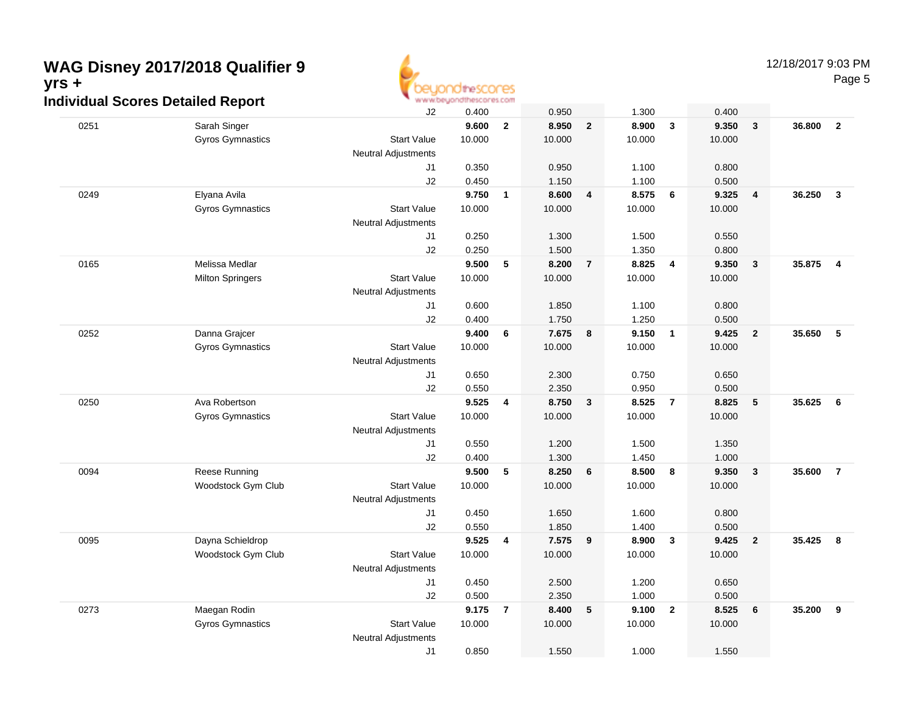# WAG Disney 2017/2018 Qualifier 9 yrs +

## Individual Scores Detailed Report

| | | | | | | | | | | | | |
|---|---|---|---|---|---|---|---|---|---|---|---|---|
| | | J2 | 0.400 | | 0.950 | | 1.300 | | 0.400 | | | |
| 0251 | Sarah Singer | | **9.600** | **2** | **8.950** | **2** | **8.900** | **3** | **9.350** | **3** | **36.800** | **2** |
| | Gyros Gymnastics | Start Value | 10.000 | | 10.000 | | 10.000 | | 10.000 | | | |
| | | Neutral Adjustments | | | | | | | | | | |
| | | J1 | 0.350 | | 0.950 | | 1.100 | | 0.800 | | | |
| | | J2 | 0.450 | | 1.150 | | 1.100 | | 0.500 | | | |
| 0249 | Elyana Avila | | **9.750** | **1** | **8.600** | **4** | **8.575** | **6** | **9.325** | **4** | **36.250** | **3** |
| | Gyros Gymnastics | Start Value | 10.000 | | 10.000 | | 10.000 | | 10.000 | | | |
| | | Neutral Adjustments | | | | | | | | | | |
| | | J1 | 0.250 | | 1.300 | | 1.500 | | 0.550 | | | |
| | | J2 | 0.250 | | 1.500 | | 1.350 | | 0.800 | | | |
| 0165 | Melissa Medlar | | **9.500** | **5** | **8.200** | **7** | **8.825** | **4** | **9.350** | **3** | **35.875** | **4** |
| | Milton Springers | Start Value | 10.000 | | 10.000 | | 10.000 | | 10.000 | | | |
| | | Neutral Adjustments | | | | | | | | | | |
| | | J1 | 0.600 | | 1.850 | | 1.100 | | 0.800 | | | |
| | | J2 | 0.400 | | 1.750 | | 1.250 | | 0.500 | | | |
| 0252 | Danna Grajcer | | **9.400** | **6** | **7.675** | **8** | **9.150** | **1** | **9.425** | **2** | **35.650** | **5** |
| | Gyros Gymnastics | Start Value | 10.000 | | 10.000 | | 10.000 | | 10.000 | | | |
| | | Neutral Adjustments | | | | | | | | | | |
| | | J1 | 0.650 | | 2.300 | | 0.750 | | 0.650 | | | |
| | | J2 | 0.550 | | 2.350 | | 0.950 | | 0.500 | | | |
| 0250 | Ava Robertson | | **9.525** | **4** | **8.750** | **3** | **8.525** | **7** | **8.825** | **5** | **35.625** | **6** |
| | Gyros Gymnastics | Start Value | 10.000 | | 10.000 | | 10.000 | | 10.000 | | | |
| | | Neutral Adjustments | | | | | | | | | | |
| | | J1 | 0.550 | | 1.200 | | 1.500 | | 1.350 | | | |
| | | J2 | 0.400 | | 1.300 | | 1.450 | | 1.000 | | | |
| 0094 | Reese Running | | **9.500** | **5** | **8.250** | **6** | **8.500** | **8** | **9.350** | **3** | **35.600** | **7** |
| | Woodstock Gym Club | Start Value | 10.000 | | 10.000 | | 10.000 | | 10.000 | | | |
| | | Neutral Adjustments | | | | | | | | | | |
| | | J1 | 0.450 | | 1.650 | | 1.600 | | 0.800 | | | |
| | | J2 | 0.550 | | 1.850 | | 1.400 | | 0.500 | | | |
| 0095 | Dayna Schieldrop | | **9.525** | **4** | **7.575** | **9** | **8.900** | **3** | **9.425** | **2** | **35.425** | **8** |
| | Woodstock Gym Club | Start Value | 10.000 | | 10.000 | | 10.000 | | 10.000 | | | |
| | | Neutral Adjustments | | | | | | | | | | |
| | | J1 | 0.450 | | 2.500 | | 1.200 | | 0.650 | | | |
| | | J2 | 0.500 | | 2.350 | | 1.000 | | 0.500 | | | |
| 0273 | Maegan Rodin | | **9.175** | **7** | **8.400** | **5** | **9.100** | **2** | **8.525** | **6** | **35.200** | **9** |
| | Gyros Gymnastics | Start Value | 10.000 | | 10.000 | | 10.000 | | 10.000 | | | |
| | | Neutral Adjustments | | | | | | | | | | |
| | | J1 | 0.850 | | 1.550 | | 1.000 | | 1.550 | | | |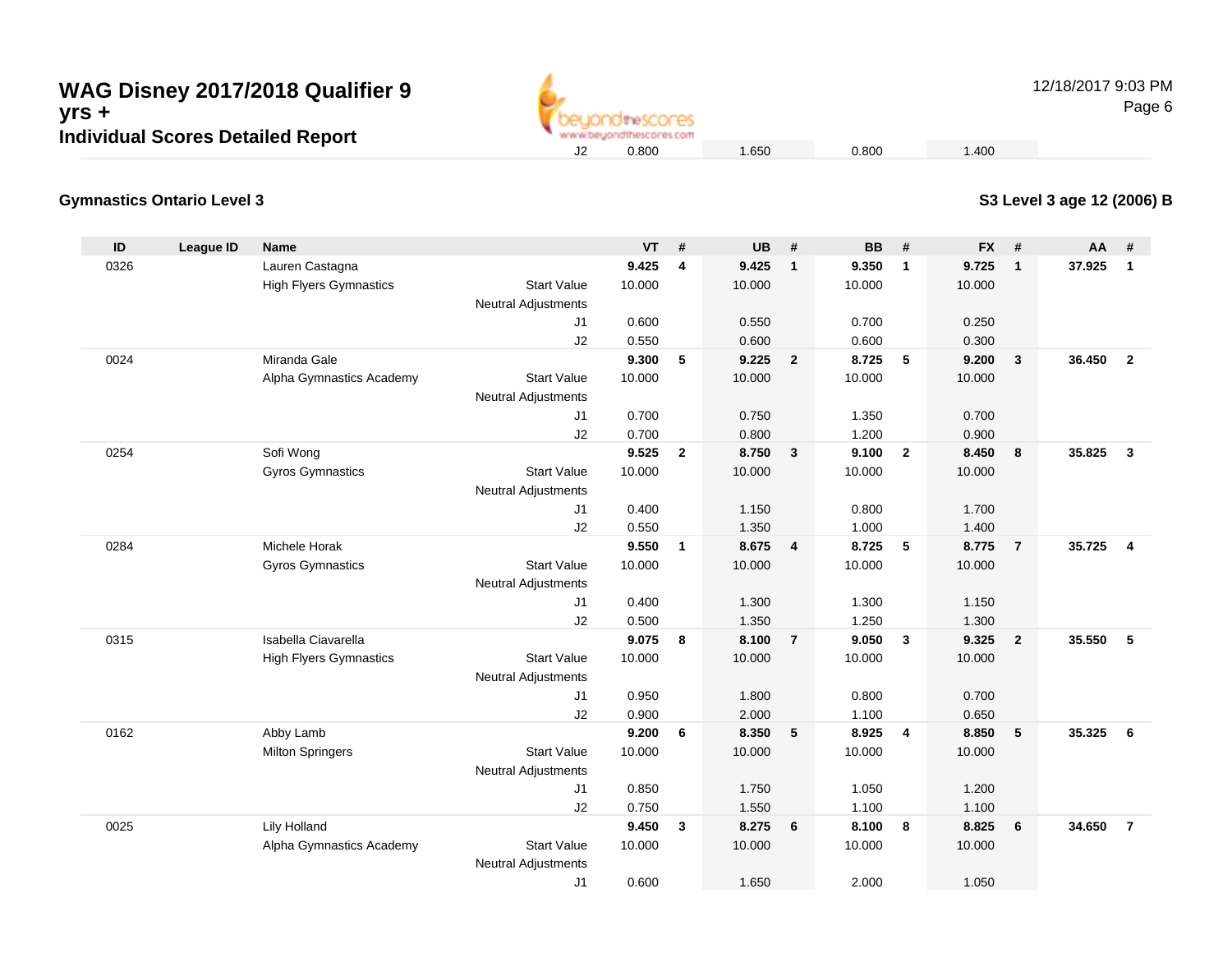# WAG Disney 2017/2018 Qualifier 9 yrs +

## Individual Scores Detailed Report

| | | | | | |
|---|---|---|---|---|---|
| J2 | 0.800 | 1.650 | 0.800 | 1.400 | |

### Gymnastics Ontario Level 3

### S3 Level 3 age 12 (2006) B

| ID | League ID | Name | | VT | # | UB | # | BB | # | FX | # | AA | # |
|---|---|---|---|---|---|---|---|---|---|---|---|---|---|
| 0326 | | Lauren Castagna | | **9.425** | **4** | **9.425** | **1** | **9.350** | **1** | **9.725** | **1** | **37.925** | **1** |
| | | High Flyers Gymnastics | Start Value | 10.000 | | 10.000 | | 10.000 | | 10.000 | | | |
| | | | Neutral Adjustments | | | | | | | | | | |
| | | | J1 | 0.600 | | 0.550 | | 0.700 | | 0.250 | | | |
| | | | J2 | 0.550 | | 0.600 | | 0.600 | | 0.300 | | | |
| 0024 | | Miranda Gale | | **9.300** | **5** | **9.225** | **2** | **8.725** | **5** | **9.200** | **3** | **36.450** | **2** |
| | | Alpha Gymnastics Academy | Start Value | 10.000 | | 10.000 | | 10.000 | | 10.000 | | | |
| | | | Neutral Adjustments | | | | | | | | | | |
| | | | J1 | 0.700 | | 0.750 | | 1.350 | | 0.700 | | | |
| | | | J2 | 0.700 | | 0.800 | | 1.200 | | 0.900 | | | |
| 0254 | | Sofi Wong | | **9.525** | **2** | **8.750** | **3** | **9.100** | **2** | **8.450** | **8** | **35.825** | **3** |
| | | Gyros Gymnastics | Start Value | 10.000 | | 10.000 | | 10.000 | | 10.000 | | | |
| | | | Neutral Adjustments | | | | | | | | | | |
| | | | J1 | 0.400 | | 1.150 | | 0.800 | | 1.700 | | | |
| | | | J2 | 0.550 | | 1.350 | | 1.000 | | 1.400 | | | |
| 0284 | | Michele Horak | | **9.550** | **1** | **8.675** | **4** | **8.725** | **5** | **8.775** | **7** | **35.725** | **4** |
| | | Gyros Gymnastics | Start Value | 10.000 | | 10.000 | | 10.000 | | 10.000 | | | |
| | | | Neutral Adjustments | | | | | | | | | | |
| | | | J1 | 0.400 | | 1.300 | | 1.300 | | 1.150 | | | |
| | | | J2 | 0.500 | | 1.350 | | 1.250 | | 1.300 | | | |
| 0315 | | Isabella Ciavarella | | **9.075** | **8** | **8.100** | **7** | **9.050** | **3** | **9.325** | **2** | **35.550** | **5** |
| | | High Flyers Gymnastics | Start Value | 10.000 | | 10.000 | | 10.000 | | 10.000 | | | |
| | | | Neutral Adjustments | | | | | | | | | | |
| | | | J1 | 0.950 | | 1.800 | | 0.800 | | 0.700 | | | |
| | | | J2 | 0.900 | | 2.000 | | 1.100 | | 0.650 | | | |
| 0162 | | Abby Lamb | | **9.200** | **6** | **8.350** | **5** | **8.925** | **4** | **8.850** | **5** | **35.325** | **6** |
| | | Milton Springers | Start Value | 10.000 | | 10.000 | | 10.000 | | 10.000 | | | |
| | | | Neutral Adjustments | | | | | | | | | | |
| | | | J1 | 0.850 | | 1.750 | | 1.050 | | 1.200 | | | |
| | | | J2 | 0.750 | | 1.550 | | 1.100 | | 1.100 | | | |
| 0025 | | Lily Holland | | **9.450** | **3** | **8.275** | **6** | **8.100** | **8** | **8.825** | **6** | **34.650** | **7** |
| | | Alpha Gymnastics Academy | Start Value | 10.000 | | 10.000 | | 10.000 | | 10.000 | | | |
| | | | Neutral Adjustments | | | | | | | | | | |
| | | | J1 | 0.600 | | 1.650 | | 2.000 | | 1.050 | | | |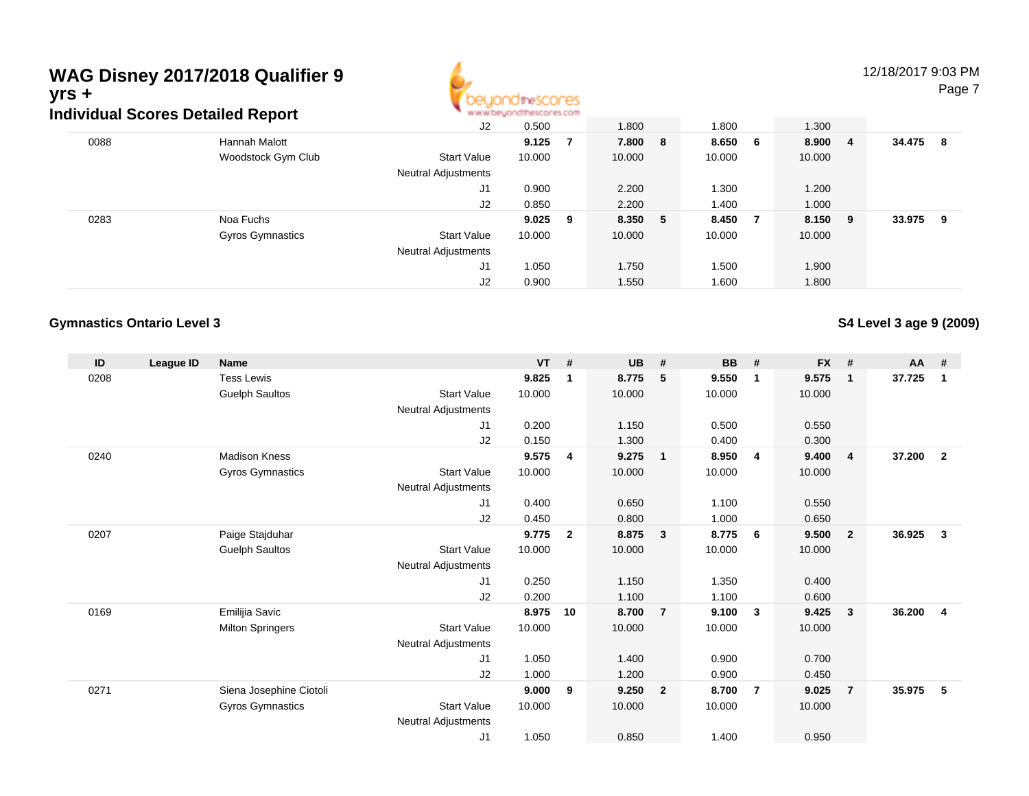**Individual Scores Detailed Report**

| ID | League ID | Name | | VT | # | UB | # | BB | # | FX | # | AA | # |
|---|---|---|---|---|---|---|---|---|---|---|---|---|---|
| | | | J2 | 0.500 | | 1.800 | | 1.800 | | 1.300 | | | |
| 0088 | | Hannah Malott | | **9.125** | **7** | **7.800** | **8** | **8.650** | **6** | **8.900** | **4** | **34.475** | **8** |
| | | Woodstock Gym Club | Start Value | 10.000 | | 10.000 | | 10.000 | | 10.000 | | | |
| | | | Neutral Adjustments | | | | | | | | | | |
| | | | J1 | 0.900 | | 2.200 | | 1.300 | | 1.200 | | | |
| | | | J2 | 0.850 | | 2.200 | | 1.400 | | 1.000 | | | |
| 0283 | | Noa Fuchs | | **9.025** | **9** | **8.350** | **5** | **8.450** | **7** | **8.150** | **9** | **33.975** | **9** |
| | | Gyros Gymnastics | Start Value | 10.000 | | 10.000 | | 10.000 | | 10.000 | | | |
| | | | Neutral Adjustments | | | | | | | | | | |
| | | | J1 | 1.050 | | 1.750 | | 1.500 | | 1.900 | | | |
| | | | J2 | 0.900 | | 1.550 | | 1.600 | | 1.800 | | | |

### Gymnastics Ontario Level 3

### S4 Level 3 age 9 (2009)

| ID | League ID | Name | | VT | # | UB | # | BB | # | FX | # | AA | # |
|---|---|---|---|---|---|---|---|---|---|---|---|---|---|
| 0208 | | Tess Lewis | | **9.825** | **1** | **8.775** | **5** | **9.550** | **1** | **9.575** | **1** | **37.725** | **1** |
| | | Guelph Saultos | Start Value | 10.000 | | 10.000 | | 10.000 | | 10.000 | | | |
| | | | Neutral Adjustments | | | | | | | | | | |
| | | | J1 | 0.200 | | 1.150 | | 0.500 | | 0.550 | | | |
| | | | J2 | 0.150 | | 1.300 | | 0.400 | | 0.300 | | | |
| 0240 | | Madison Kness | | **9.575** | **4** | **9.275** | **1** | **8.950** | **4** | **9.400** | **4** | **37.200** | **2** |
| | | Gyros Gymnastics | Start Value | 10.000 | | 10.000 | | 10.000 | | 10.000 | | | |
| | | | Neutral Adjustments | | | | | | | | | | |
| | | | J1 | 0.400 | | 0.650 | | 1.100 | | 0.550 | | | |
| | | | J2 | 0.450 | | 0.800 | | 1.000 | | 0.650 | | | |
| 0207 | | Paige Stajduhar | | **9.775** | **2** | **8.875** | **3** | **8.775** | **6** | **9.500** | **2** | **36.925** | **3** |
| | | Guelph Saultos | Start Value | 10.000 | | 10.000 | | 10.000 | | 10.000 | | | |
| | | | Neutral Adjustments | | | | | | | | | | |
| | | | J1 | 0.250 | | 1.150 | | 1.350 | | 0.400 | | | |
| | | | J2 | 0.200 | | 1.100 | | 1.100 | | 0.600 | | | |
| 0169 | | Emilijia Savic | | **8.975** | **10** | **8.700** | **7** | **9.100** | **3** | **9.425** | **3** | **36.200** | **4** |
| | | Milton Springers | Start Value | 10.000 | | 10.000 | | 10.000 | | 10.000 | | | |
| | | | Neutral Adjustments | | | | | | | | | | |
| | | | J1 | 1.050 | | 1.400 | | 0.900 | | 0.700 | | | |
| | | | J2 | 1.000 | | 1.200 | | 0.900 | | 0.450 | | | |
| 0271 | | Siena Josephine Ciotoli | | **9.000** | **9** | **9.250** | **2** | **8.700** | **7** | **9.025** | **7** | **35.975** | **5** |
| | | Gyros Gymnastics | Start Value | 10.000 | | 10.000 | | 10.000 | | 10.000 | | | |
| | | | Neutral Adjustments | | | | | | | | | | |
| | | | J1 | 1.050 | | 0.850 | | 1.400 | | 0.950 | | | |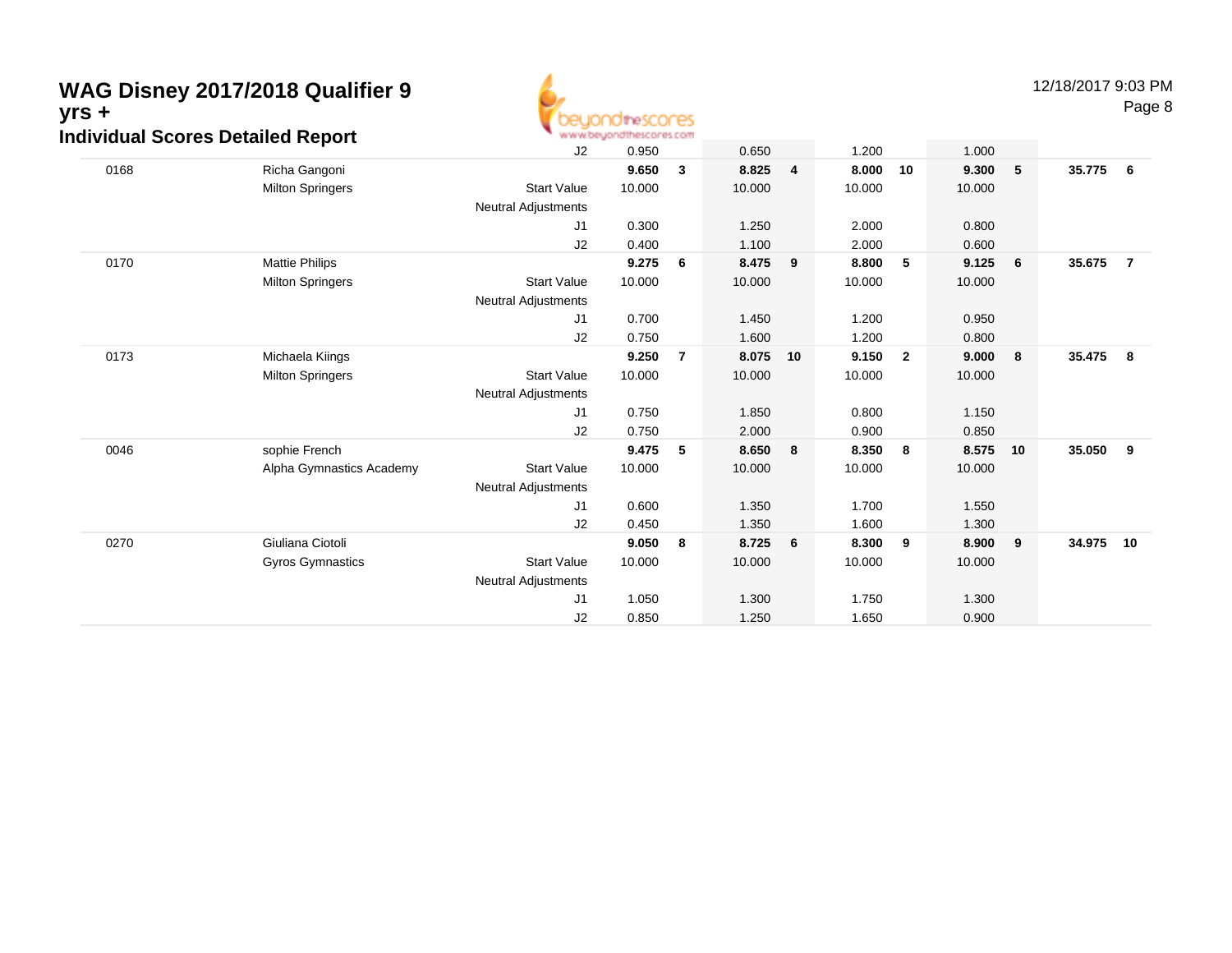# WAG Disney 2017/2018 Qualifier 9 yrs +

## Individual Scores Detailed Report

| | | | | | | | | | | | | |
|---|---|---|---|---|---|---|---|---|---|---|---|---|
| | | J2 | 0.950 | | 0.650 | | 1.200 | | 1.000 | | | |
| 0168 | Richa Gangoni | | **9.650** | **3** | **8.825** | **4** | **8.000** | **10** | **9.300** | **5** | **35.775** | **6** |
| | Milton Springers | Start Value | 10.000 | | 10.000 | | 10.000 | | 10.000 | | | |
| | | Neutral Adjustments | | | | | | | | | | |
| | | J1 | 0.300 | | 1.250 | | 2.000 | | 0.800 | | | |
| | | J2 | 0.400 | | 1.100 | | 2.000 | | 0.600 | | | |
| 0170 | Mattie Philips | | **9.275** | **6** | **8.475** | **9** | **8.800** | **5** | **9.125** | **6** | **35.675** | **7** |
| | Milton Springers | Start Value | 10.000 | | 10.000 | | 10.000 | | 10.000 | | | |
| | | Neutral Adjustments | | | | | | | | | | |
| | | J1 | 0.700 | | 1.450 | | 1.200 | | 0.950 | | | |
| | | J2 | 0.750 | | 1.600 | | 1.200 | | 0.800 | | | |
| 0173 | Michaela Kiings | | **9.250** | **7** | **8.075** | **10** | **9.150** | **2** | **9.000** | **8** | **35.475** | **8** |
| | Milton Springers | Start Value | 10.000 | | 10.000 | | 10.000 | | 10.000 | | | |
| | | Neutral Adjustments | | | | | | | | | | |
| | | J1 | 0.750 | | 1.850 | | 0.800 | | 1.150 | | | |
| | | J2 | 0.750 | | 2.000 | | 0.900 | | 0.850 | | | |
| 0046 | sophie French | | **9.475** | **5** | **8.650** | **8** | **8.350** | **8** | **8.575** | **10** | **35.050** | **9** |
| | Alpha Gymnastics Academy | Start Value | 10.000 | | 10.000 | | 10.000 | | 10.000 | | | |
| | | Neutral Adjustments | | | | | | | | | | |
| | | J1 | 0.600 | | 1.350 | | 1.700 | | 1.550 | | | |
| | | J2 | 0.450 | | 1.350 | | 1.600 | | 1.300 | | | |
| 0270 | Giuliana Ciotoli | | **9.050** | **8** | **8.725** | **6** | **8.300** | **9** | **8.900** | **9** | **34.975** | **10** |
| | Gyros Gymnastics | Start Value | 10.000 | | 10.000 | | 10.000 | | 10.000 | | | |
| | | Neutral Adjustments | | | | | | | | | | |
| | | J1 | 1.050 | | 1.300 | | 1.750 | | 1.300 | | | |
| | | J2 | 0.850 | | 1.250 | | 1.650 | | 0.900 | | | |